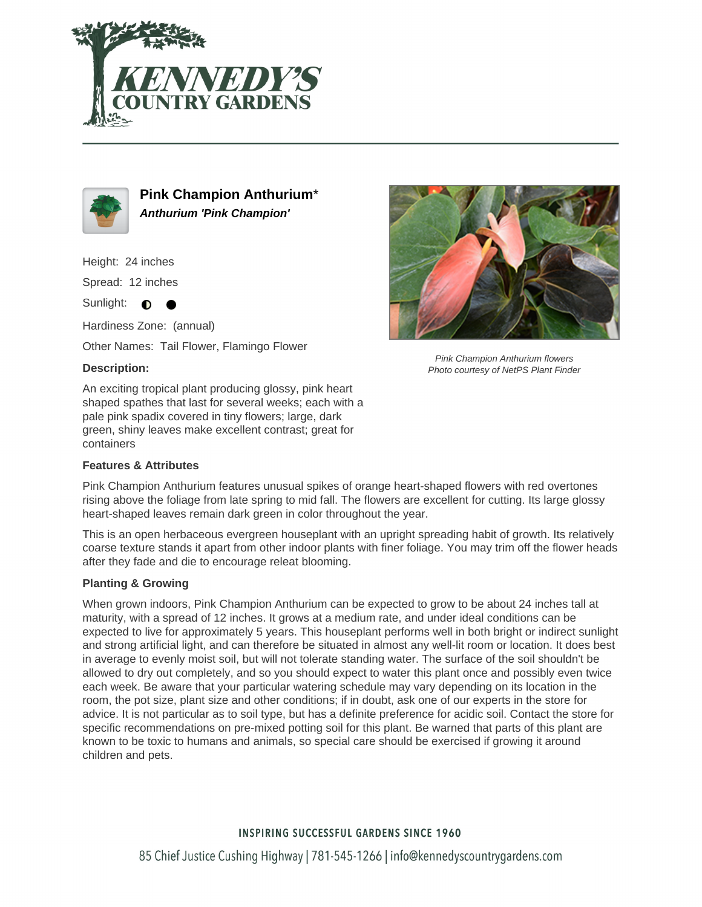# Pink Champion Anthurium*

***Anthurium 'Pink Champion'***

Height: 24 inches

Spread: 12 inches

Sunlight: ◐ ●

Hardiness Zone: (annual)

Other Names: Tail Flower, Flamingo Flower

*Pink Champion Anthurium flowers*
*Photo courtesy of NetPS Plant Finder*

**Description:**

An exciting tropical plant producing glossy, pink heart shaped spathes that last for several weeks; each with a pale pink spadix covered in tiny flowers; large, dark green, shiny leaves make excellent contrast; great for containers

**Features & Attributes**

Pink Champion Anthurium features unusual spikes of orange heart-shaped flowers with red overtones rising above the foliage from late spring to mid fall. The flowers are excellent for cutting. Its large glossy heart-shaped leaves remain dark green in color throughout the year.

This is an open herbaceous evergreen houseplant with an upright spreading habit of growth. Its relatively coarse texture stands it apart from other indoor plants with finer foliage. You may trim off the flower heads after they fade and die to encourage releat blooming.

**Planting & Growing**

When grown indoors, Pink Champion Anthurium can be expected to grow to be about 24 inches tall at maturity, with a spread of 12 inches. It grows at a medium rate, and under ideal conditions can be expected to live for approximately 5 years. This houseplant performs well in both bright or indirect sunlight and strong artificial light, and can therefore be situated in almost any well-lit room or location. It does best in average to evenly moist soil, but will not tolerate standing water. The surface of the soil shouldn't be allowed to dry out completely, and so you should expect to water this plant once and possibly even twice each week. Be aware that your particular watering schedule may vary depending on its location in the room, the pot size, plant size and other conditions; if in doubt, ask one of our experts in the store for advice. It is not particular as to soil type, but has a definite preference for acidic soil. Contact the store for specific recommendations on pre-mixed potting soil for this plant. Be warned that parts of this plant are known to be toxic to humans and animals, so special care should be exercised if growing it around children and pets.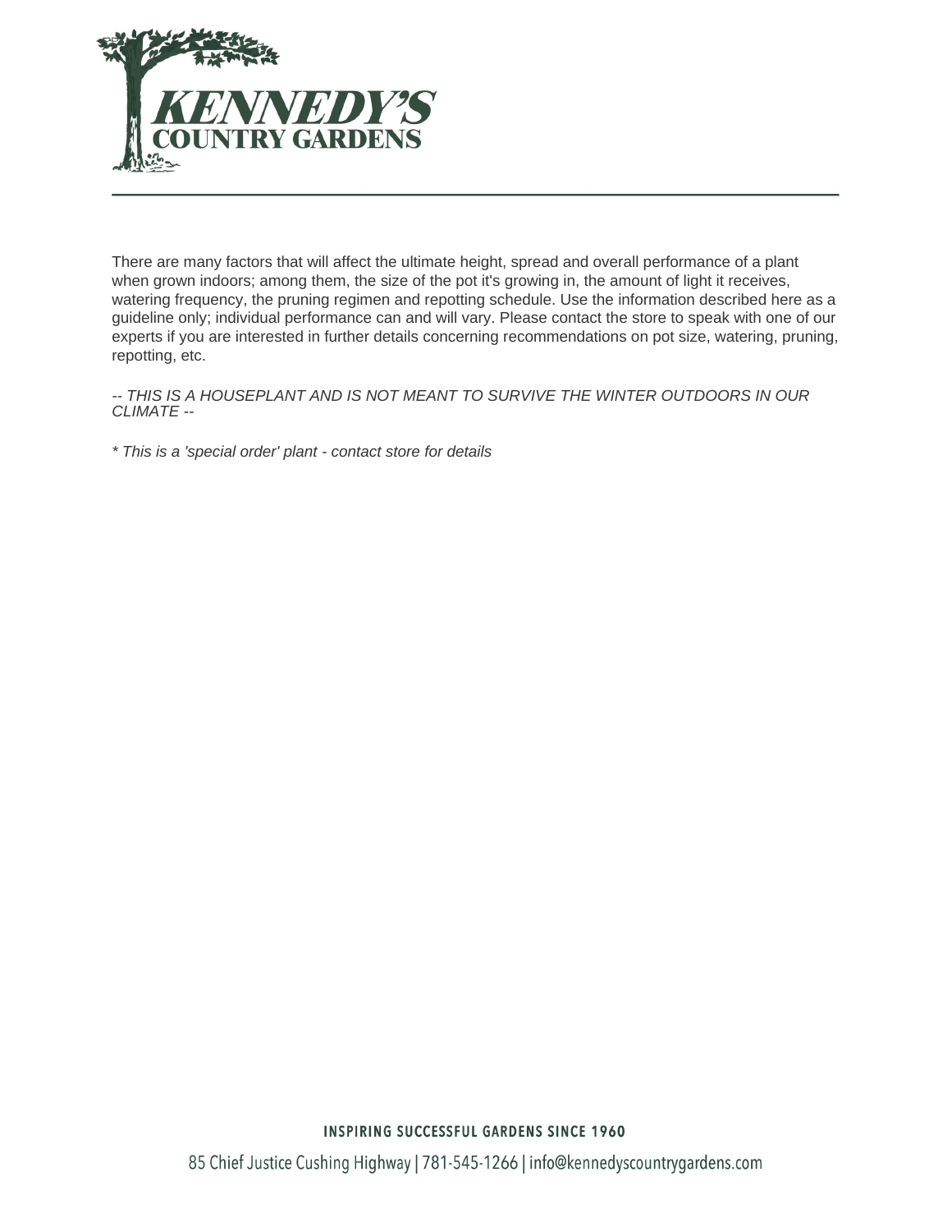There are many factors that will affect the ultimate height, spread and overall performance of a plant when grown indoors; among them, the size of the pot it's growing in, the amount of light it receives, watering frequency, the pruning regimen and repotting schedule. Use the information described here as a guideline only; individual performance can and will vary. Please contact the store to speak with one of our experts if you are interested in further details concerning recommendations on pot size, watering, pruning, repotting, etc.

*-- THIS IS A HOUSEPLANT AND IS NOT MEANT TO SURVIVE THE WINTER OUTDOORS IN OUR CLIMATE --*

*\* This is a 'special order' plant - contact store for details*